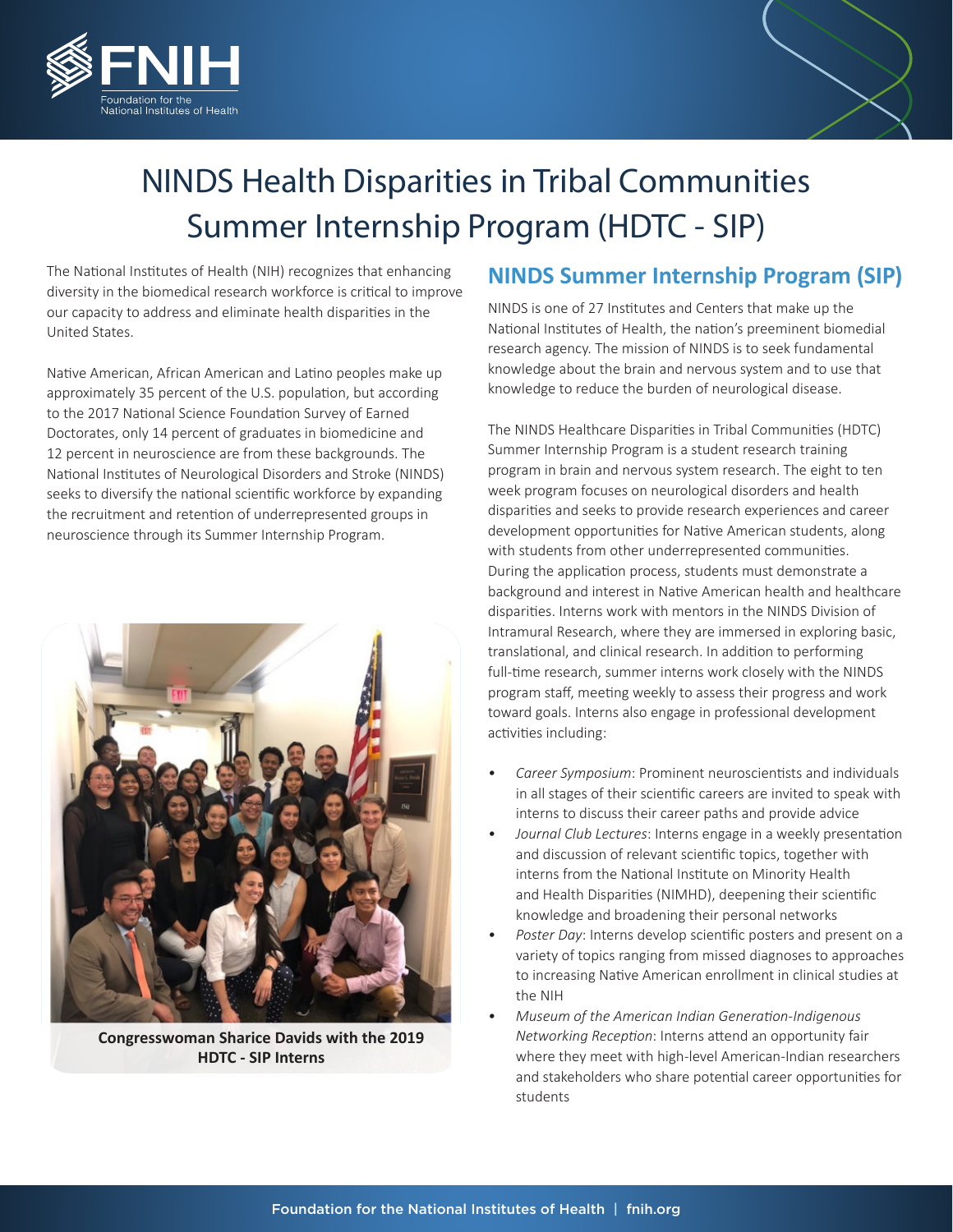# NINDS Health Disparities in Tribal Communities Summer Internship Program (HDTC - SIP)

The National Institutes of Health (NIH) recognizes that enhancing diversity in the biomedical research workforce is critical to improve our capacity to address and eliminate health disparities in the United States.

Native American, African American and Latino peoples make up approximately 35 percent of the U.S. population, but according to the 2017 National Science Foundation Survey of Earned Doctorates, only 14 percent of graduates in biomedicine and 12 percent in neuroscience are from these backgrounds. The National Institutes of Neurological Disorders and Stroke (NINDS) seeks to diversify the national scientific workforce by expanding the recruitment and retention of underrepresented groups in neuroscience through its Summer Internship Program.

**Congresswoman Sharice Davids with the 2019 HDTC - SIP Interns**

## NINDS Summer Internship Program (SIP)

NINDS is one of 27 Institutes and Centers that make up the National Institutes of Health, the nation's preeminent biomedial research agency. The mission of NINDS is to seek fundamental knowledge about the brain and nervous system and to use that knowledge to reduce the burden of neurological disease.

The NINDS Healthcare Disparities in Tribal Communities (HDTC) Summer Internship Program is a student research training program in brain and nervous system research. The eight to ten week program focuses on neurological disorders and health disparities and seeks to provide research experiences and career development opportunities for Native American students, along with students from other underrepresented communities. During the application process, students must demonstrate a background and interest in Native American health and healthcare disparities. Interns work with mentors in the NINDS Division of Intramural Research, where they are immersed in exploring basic, translational, and clinical research. In addition to performing full-time research, summer interns work closely with the NINDS program staff, meeting weekly to assess their progress and work toward goals. Interns also engage in professional development activities including:

- *Career Symposium*: Prominent neuroscientists and individuals in all stages of their scientific careers are invited to speak with interns to discuss their career paths and provide advice
- *Journal Club Lectures*: Interns engage in a weekly presentation and discussion of relevant scientific topics, together with interns from the National Institute on Minority Health and Health Disparities (NIMHD), deepening their scientific knowledge and broadening their personal networks
- *Poster Day*: Interns develop scientific posters and present on a variety of topics ranging from missed diagnoses to approaches to increasing Native American enrollment in clinical studies at the NIH
- *Museum of the American Indian Generation-Indigenous Networking Reception*: Interns attend an opportunity fair where they meet with high-level American-Indian researchers and stakeholders who share potential career opportunities for students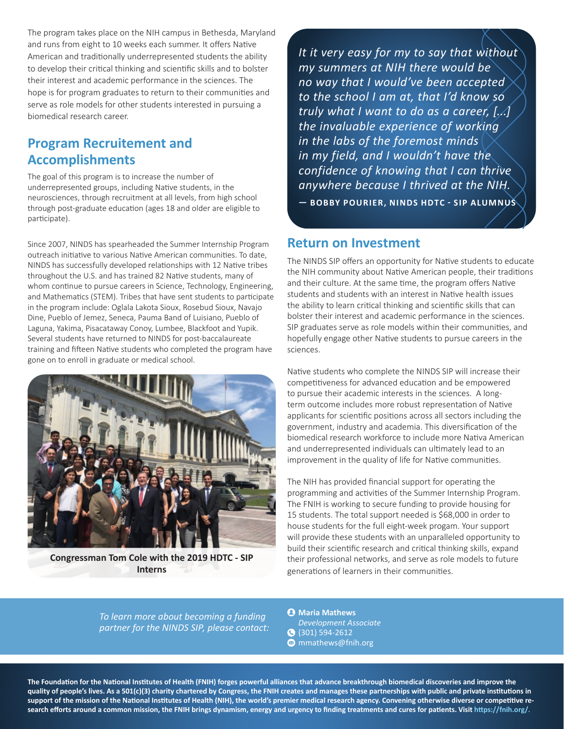The program takes place on the NIH campus in Bethesda, Maryland and runs from eight to 10 weeks each summer. It offers Native American and traditionally underrepresented students the ability to develop their critical thinking and scientific skills and to bolster their interest and academic performance in the sciences. The hope is for program graduates to return to their communities and serve as role models for other students interested in pursuing a biomedical research career.

## Program Recruitement and Accomplishments

The goal of this program is to increase the number of underrepresented groups, including Native students, in the neurosciences, through recruitment at all levels, from high school through post-graduate education (ages 18 and older are eligible to participate).

Since 2007, NINDS has spearheaded the Summer Internship Program outreach initiative to various Native American communities. To date, NINDS has successfully developed relationships with 12 Native tribes throughout the U.S. and has trained 82 Native students, many of whom continue to pursue careers in Science, Technology, Engineering, and Mathematics (STEM). Tribes that have sent students to participate in the program include: Oglala Lakota Sioux, Rosebud Sioux, Navajo Dine, Pueblo of Jemez, Seneca, Pauma Band of Luisiano, Pueblo of Laguna, Yakima, Pisacataway Conoy, Lumbee, Blackfoot and Yupik. Several students have returned to NINDS for post-baccalaureate training and fifteen Native students who completed the program have gone on to enroll in graduate or medical school.

**Congressman Tom Cole with the 2019 HDTC - SIP Interns**

*It it very easy for my to say that without my summers at NIH there would be no way that I would've been accepted to the school I am at, that I'd know so truly what I want to do as a career, [...] the invaluable experience of working in the labs of the foremost minds in my field, and I wouldn't have the confidence of knowing that I can thrive anywhere because I thrived at the NIH.*

**— BOBBY POURIER, NINDS HDTC - SIP ALUMNUS**

## Return on Investment

The NINDS SIP offers an opportunity for Native students to educate the NIH community about Native American people, their traditions and their culture. At the same time, the program offers Native students and students with an interest in Native health issues the ability to learn critical thinking and scientific skills that can bolster their interest and academic performance in the sciences. SIP graduates serve as role models within their communities, and hopefully engage other Native students to pursue careers in the sciences.

Native students who complete the NINDS SIP will increase their competitiveness for advanced education and be empowered to pursue their academic interests in the sciences. A long-term outcome includes more robust representation of Native applicants for scientific positions across all sectors including the government, industry and academia. This diversification of the biomedical research workforce to include more Nativa American and underrepresented individuals can ultimately lead to an improvement in the quality of life for Native communities.

The NIH has provided financial support for operating the programming and activities of the Summer Internship Program. The FNIH is working to secure funding to provide housing for 15 students. The total support needed is $68,000 in order to house students for the full eight-week progam. Your support will provide these students with an unparalleled opportunity to build their scientific research and critical thinking skills, expand their professional networks, and serve as role models to future generations of learners in their communities.

*To learn more about becoming a funding partner for the NINDS SIP, please contact:*

**Maria Mathews**
*Development Associate*
(301) 594-2612
mmathews@fnih.org

**The Foundation for the National Institutes of Health (FNIH) forges powerful alliances that advance breakthrough biomedical discoveries and improve the quality of people's lives. As a 501(c)(3) charity chartered by Congress, the FNIH creates and manages these partnerships with public and private institutions in support of the mission of the National Institutes of Health (NIH), the world's premier medical research agency. Convening otherwise diverse or competitive research efforts around a common mission, the FNIH brings dynamism, energy and urgency to finding treatments and cures for patients. Visit https://fnih.org/.**